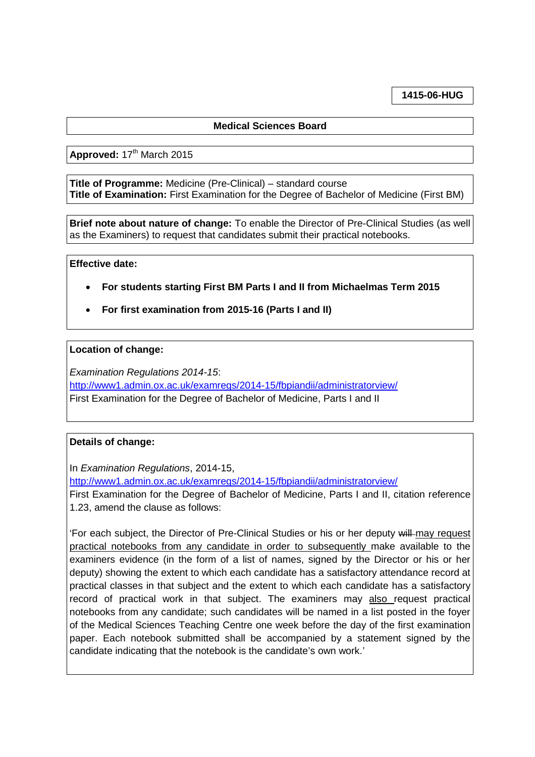**1415-06-HUG**

**Medical Sciences Board**

**Approved:** 17th March 2015

**Title of Programme:** Medicine (Pre-Clinical) – standard course
**Title of Examination:** First Examination for the Degree of Bachelor of Medicine (First BM)

**Brief note about nature of change:** To enable the Director of Pre-Clinical Studies (as well as the Examiners) to request that candidates submit their practical notebooks.

**Effective date:**

- **For students starting First BM Parts I and II from Michaelmas Term 2015**
- **For first examination from 2015-16 (Parts I and II)**

**Location of change:**

*Examination Regulations 2014-15*:
http://www1.admin.ox.ac.uk/examregs/2014-15/fbpiandii/administratorview/
First Examination for the Degree of Bachelor of Medicine, Parts I and II

**Details of change:**

In *Examination Regulations*, 2014-15,
http://www1.admin.ox.ac.uk/examregs/2014-15/fbpiandii/administratorview/
First Examination for the Degree of Bachelor of Medicine, Parts I and II, citation reference 1.23, amend the clause as follows:

'For each subject, the Director of Pre-Clinical Studies or his or her deputy ~~will~~ <u>may request practical notebooks from any candidate in order to subsequently</u> make available to the examiners evidence (in the form of a list of names, signed by the Director or his or her deputy) showing the extent to which each candidate has a satisfactory attendance record at practical classes in that subject and the extent to which each candidate has a satisfactory record of practical work in that subject. The examiners may <u>also</u> request practical notebooks from any candidate; such candidates will be named in a list posted in the foyer of the Medical Sciences Teaching Centre one week before the day of the first examination paper. Each notebook submitted shall be accompanied by a statement signed by the candidate indicating that the notebook is the candidate's own work.'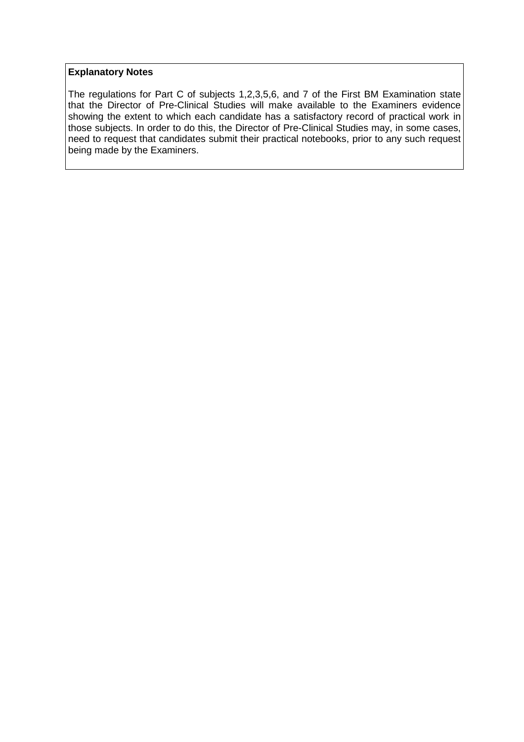**Explanatory Notes**

The regulations for Part C of subjects 1,2,3,5,6, and 7 of the First BM Examination state that the Director of Pre-Clinical Studies will make available to the Examiners evidence showing the extent to which each candidate has a satisfactory record of practical work in those subjects. In order to do this, the Director of Pre-Clinical Studies may, in some cases, need to request that candidates submit their practical notebooks, prior to any such request being made by the Examiners.